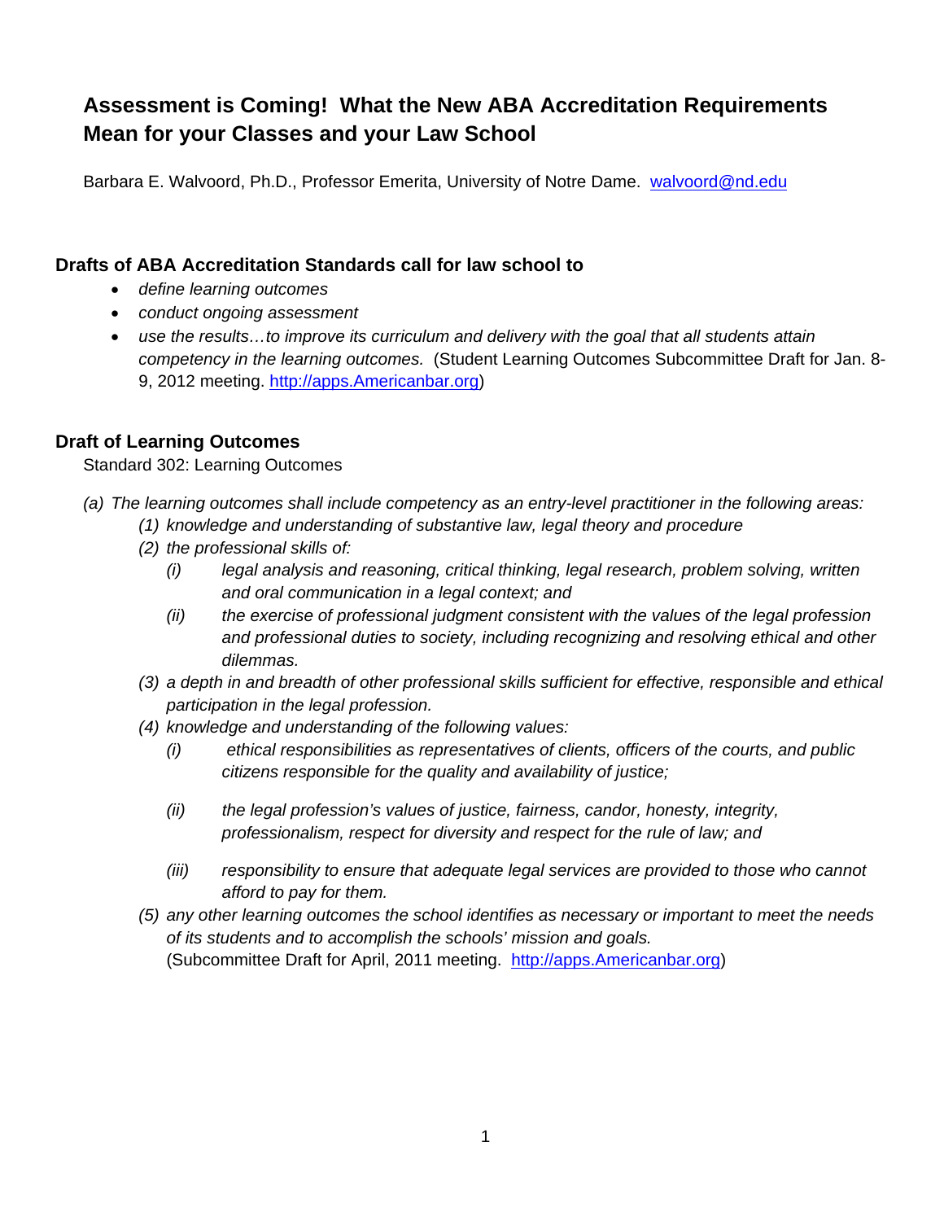# Assessment is Coming! What the New ABA Accreditation Requirements Mean for your Classes and your Law School

Barbara E. Walvoord, Ph.D., Professor Emerita, University of Notre Dame. [walvoord@nd.edu](mailto:walvoord@nd.edu)

## Drafts of ABA Accreditation Standards call for law school to

- *define learning outcomes*
- *conduct ongoing assessment*
- *use the results…to improve its curriculum and delivery with the goal that all students attain competency in the learning outcomes.* (Student Learning Outcomes Subcommittee Draft for Jan. 8-9, 2012 meeting. [http://apps.Americanbar.org](http://apps.Americanbar.org))

## Draft of Learning Outcomes

Standard 302: Learning Outcomes

*(a) The learning outcomes shall include competency as an entry-level practitioner in the following areas:*

*(1) knowledge and understanding of substantive law, legal theory and procedure*

*(2) the professional skills of:*

*(i) legal analysis and reasoning, critical thinking, legal research, problem solving, written and oral communication in a legal context; and*

*(ii) the exercise of professional judgment consistent with the values of the legal profession and professional duties to society, including recognizing and resolving ethical and other dilemmas.*

*(3) a depth in and breadth of other professional skills sufficient for effective, responsible and ethical participation in the legal profession.*

*(4) knowledge and understanding of the following values:*

*(i) ethical responsibilities as representatives of clients, officers of the courts, and public citizens responsible for the quality and availability of justice;*

*(ii) the legal profession's values of justice, fairness, candor, honesty, integrity, professionalism, respect for diversity and respect for the rule of law; and*

*(iii) responsibility to ensure that adequate legal services are provided to those who cannot afford to pay for them.*

*(5) any other learning outcomes the school identifies as necessary or important to meet the needs of its students and to accomplish the schools' mission and goals.*

(Subcommittee Draft for April, 2011 meeting. [http://apps.Americanbar.org](http://apps.Americanbar.org))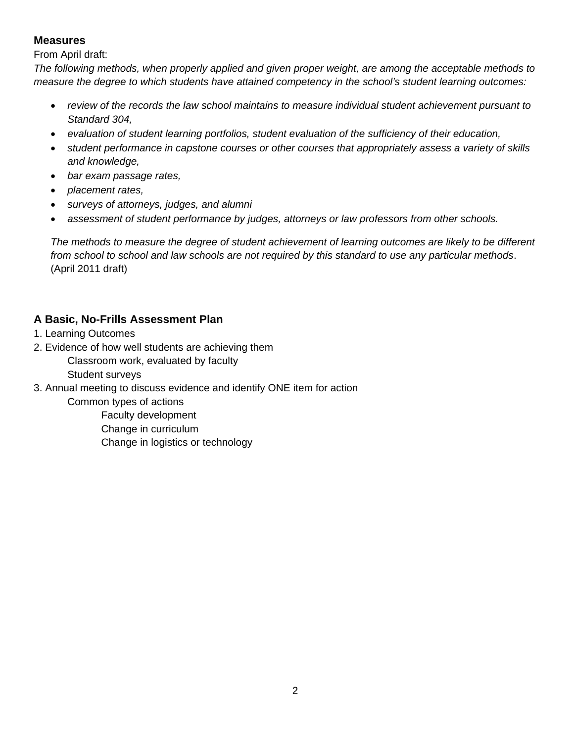**Measures**

From April draft:

*The following methods, when properly applied and given proper weight, are among the acceptable methods to measure the degree to which students have attained competency in the school's student learning outcomes:*

- *review of the records the law school maintains to measure individual student achievement pursuant to Standard 304,*
- *evaluation of student learning portfolios, student evaluation of the sufficiency of their education,*
- *student performance in capstone courses or other courses that appropriately assess a variety of skills and knowledge,*
- *bar exam passage rates,*
- *placement rates,*
- *surveys of attorneys, judges, and alumni*
- *assessment of student performance by judges, attorneys or law professors from other schools.*

*The methods to measure the degree of student achievement of learning outcomes are likely to be different from school to school and law schools are not required by this standard to use any particular methods*. (April 2011 draft)

**A Basic, No-Frills Assessment Plan**

1. Learning Outcomes
2. Evidence of how well students are achieving them
    - Classroom work, evaluated by faculty
    - Student surveys
3. Annual meeting to discuss evidence and identify ONE item for action
    - Common types of actions
        - Faculty development
        - Change in curriculum
        - Change in logistics or technology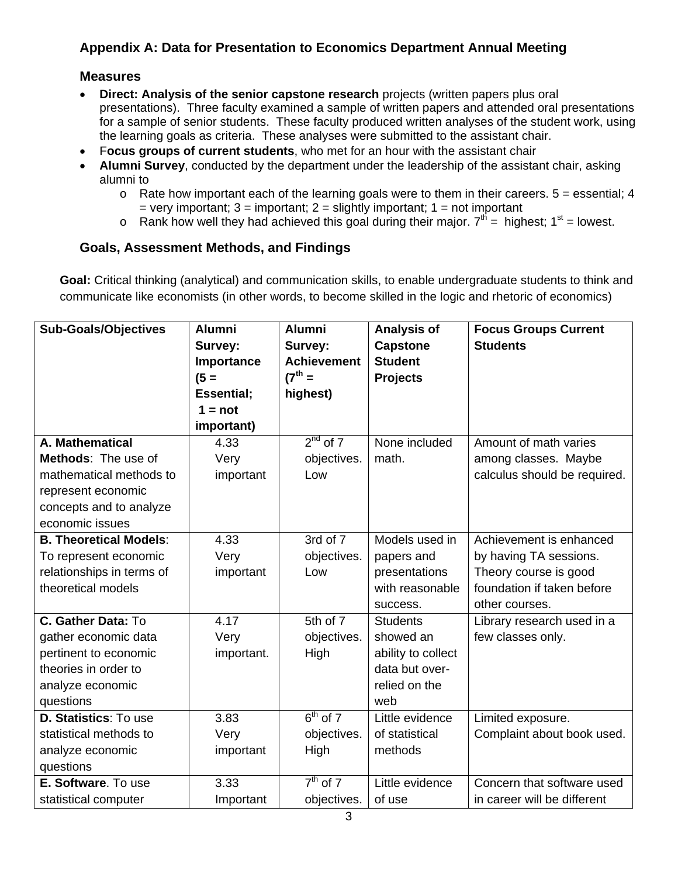### Appendix A: Data for Presentation to Economics Department Annual Meeting

#### Measures

- **Direct: Analysis of the senior capstone research** projects (written papers plus oral presentations). Three faculty examined a sample of written papers and attended oral presentations for a sample of senior students. These faculty produced written analyses of the student work, using the learning goals as criteria. These analyses were submitted to the assistant chair.
- F**ocus groups of current students**, who met for an hour with the assistant chair
- **Alumni Survey**, conducted by the department under the leadership of the assistant chair, asking alumni to
  - Rate how important each of the learning goals were to them in their careers. 5 = essential; 4 = very important; 3 = important; 2 = slightly important; 1 = not important
  - Rank how well they had achieved this goal during their major. 7th = highest; 1st = lowest.

#### Goals, Assessment Methods, and Findings

**Goal:** Critical thinking (analytical) and communication skills, to enable undergraduate students to think and communicate like economists (in other words, to become skilled in the logic and rhetoric of economics)

| Sub-Goals/Objectives | Alumni Survey: Importance (5 = Essential; 1 = not important) | Alumni Survey: Achievement (7th = highest) | Analysis of Capstone Student Projects | Focus Groups Current Students |
|---|---|---|---|---|
| **A. Mathematical Methods**: The use of mathematical methods to represent economic concepts and to analyze economic issues | 4.33 Very important | 2nd of 7 objectives. Low | None included math. | Amount of math varies among classes. Maybe calculus should be required. |
| **B. Theoretical Models**: To represent economic relationships in terms of theoretical models | 4.33 Very important | 3rd of 7 objectives. Low | Models used in papers and presentations with reasonable success. | Achievement is enhanced by having TA sessions. Theory course is good foundation if taken before other courses. |
| **C. Gather Data:** To gather economic data pertinent to economic theories in order to analyze economic questions | 4.17 Very important. | 5th of 7 objectives. High | Students showed an ability to collect data but over-relied on the web | Library research used in a few classes only. |
| **D. Statistics**: To use statistical methods to analyze economic questions | 3.83 Very important | 6th of 7 objectives. High | Little evidence of statistical methods | Limited exposure. Complaint about book used. |
| **E. Software**. To use statistical computer | 3.33 Important | 7th of 7 objectives. | Little evidence of use | Concern that software used in career will be different |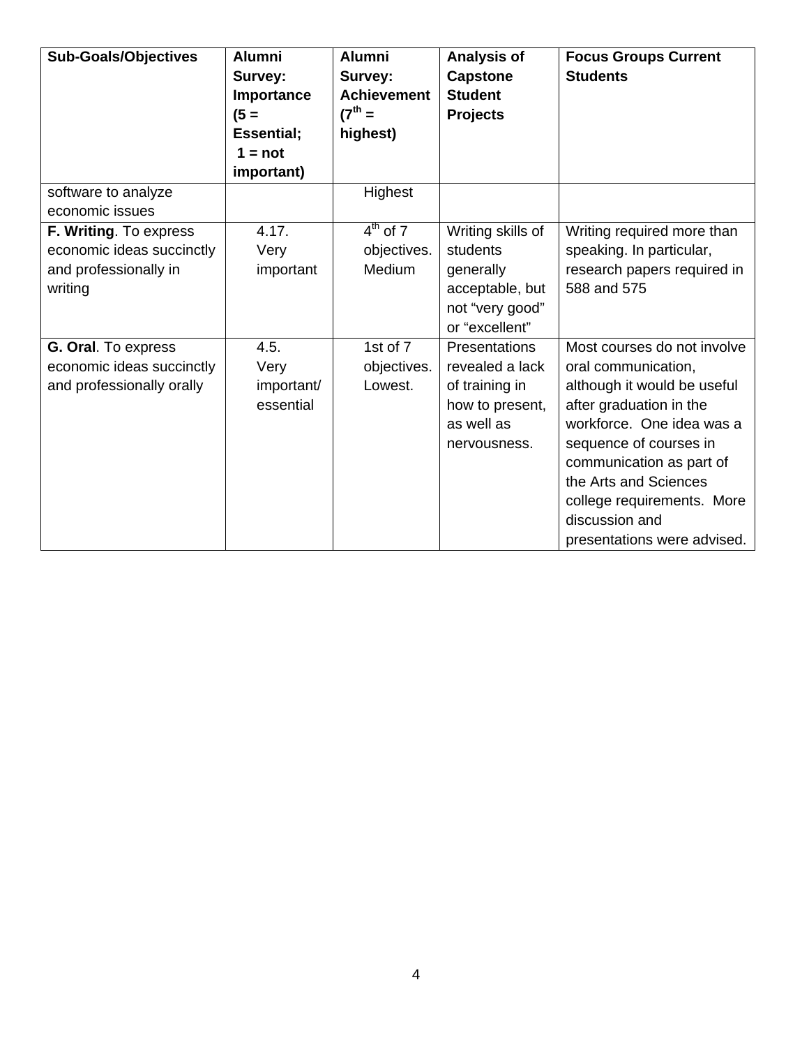| Sub-Goals/Objectives | Alumni Survey: Importance (5 = Essential; 1 = not important) | Alumni Survey: Achievement ($7^{th}$ = highest) | Analysis of Capstone Student Projects | Focus Groups Current Students |
|---|---|---|---|---|
| software to analyze economic issues | | Highest | | |
| **F. Writing**. To express economic ideas succinctly and professionally in writing | 4.17. Very important | $4^{th}$ of 7 objectives. Medium | Writing skills of students generally acceptable, but not “very good” or “excellent” | Writing required more than speaking. In particular, research papers required in 588 and 575 |
| **G. Oral**. To express economic ideas succinctly and professionally orally | 4.5. Very important/ essential | 1st of 7 objectives. Lowest. | Presentations revealed a lack of training in how to present, as well as nervousness. | Most courses do not involve oral communication, although it would be useful after graduation in the workforce. One idea was a sequence of courses in communication as part of the Arts and Sciences college requirements. More discussion and presentations were advised. |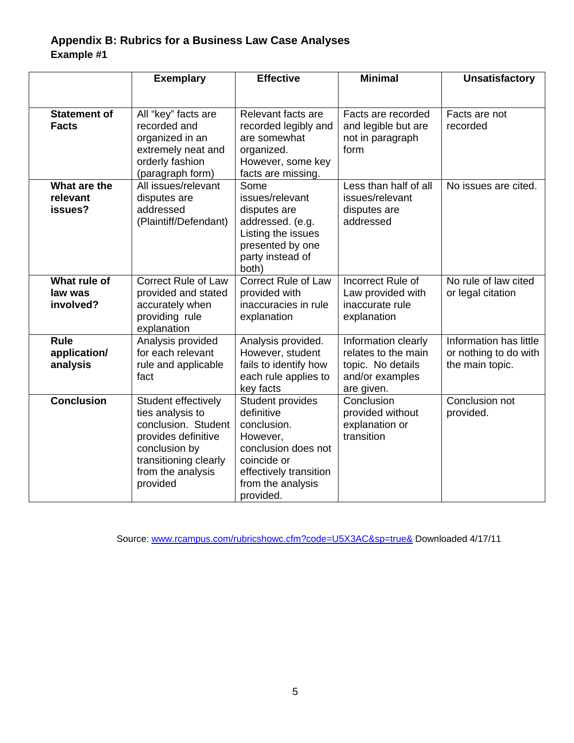### Appendix B: Rubrics for a Business Law Case Analyses
**Example #1**

| | Exemplary | Effective | Minimal | Unsatisfactory |
|---|---|---|---|---|
| **Statement of Facts** | All "key" facts are recorded and organized in an extremely neat and orderly fashion (paragraph form) | Relevant facts are recorded legibly and are somewhat organized. However, some key facts are missing. | Facts are recorded and legible but are not in paragraph form | Facts are not recorded |
| **What are the relevant issues?** | All issues/relevant disputes are addressed (Plaintiff/Defendant) | Some issues/relevant disputes are addressed. (e.g. Listing the issues presented by one party instead of both) | Less than half of all issues/relevant disputes are addressed | No issues are cited. |
| **What rule of law was involved?** | Correct Rule of Law provided and stated accurately when providing rule explanation | Correct Rule of Law provided with inaccuracies in rule explanation | Incorrect Rule of Law provided with inaccurate rule explanation | No rule of law cited or legal citation |
| **Rule application/ analysis** | Analysis provided for each relevant rule and applicable fact | Analysis provided. However, student fails to identify how each rule applies to key facts | Information clearly relates to the main topic. No details and/or examples are given. | Information has little or nothing to do with the main topic. |
| **Conclusion** | Student effectively ties analysis to conclusion. Student provides definitive conclusion by transitioning clearly from the analysis provided | Student provides definitive conclusion. However, conclusion does not coincide or effectively transition from the analysis provided. | Conclusion provided without explanation or transition | Conclusion not provided. |

Source: www.rcampus.com/rubricshowc.cfm?code=U5X3AC&sp=true& Downloaded 4/17/11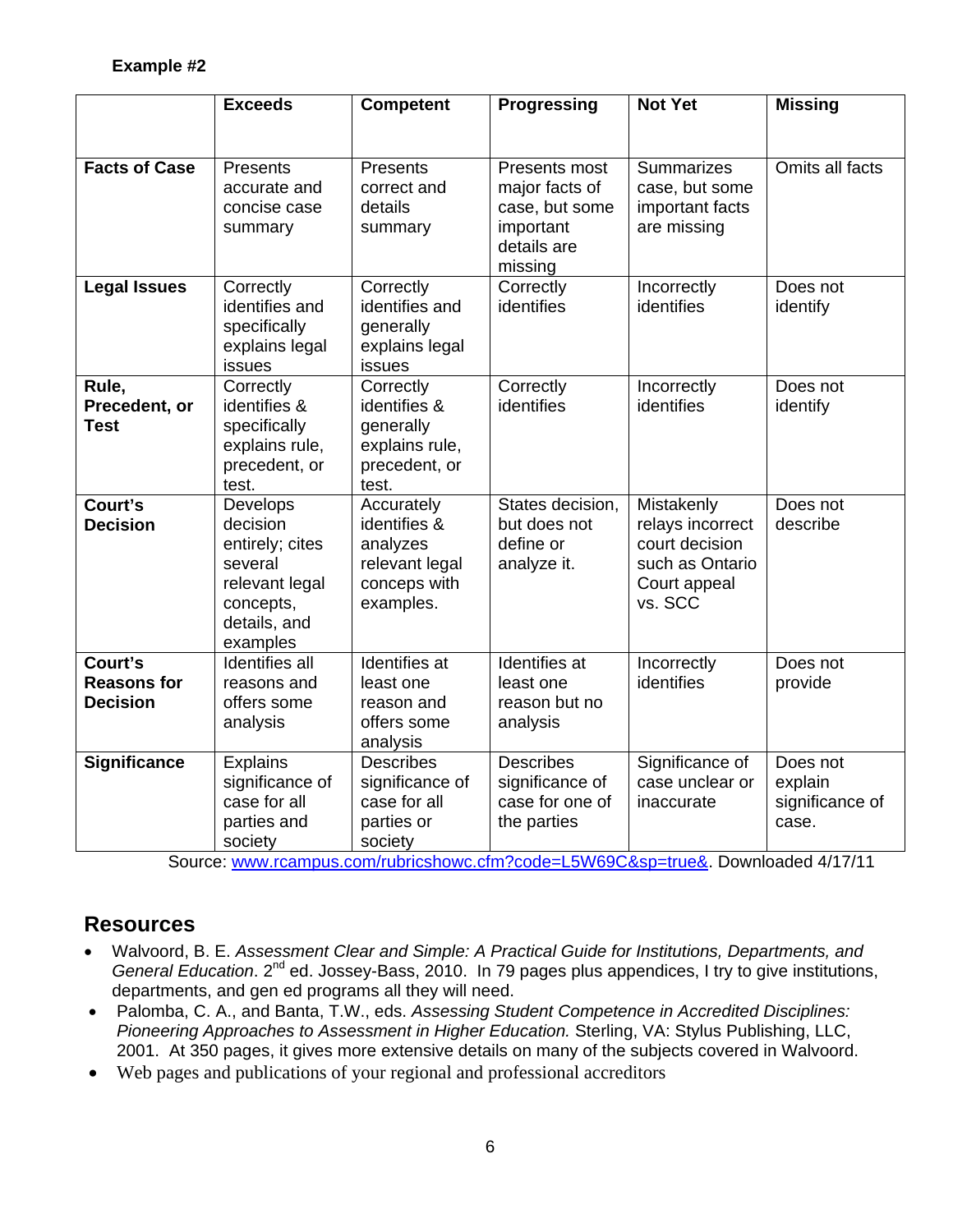**Example #2**

| | Exceeds | Competent | Progressing | Not Yet | Missing |
|---|---|---|---|---|---|
| **Facts of Case** | Presents accurate and concise case summary | Presents correct and details summary | Presents most major facts of case, but some important details are missing | Summarizes case, but some important facts are missing | Omits all facts |
| **Legal Issues** | Correctly identifies and specifically explains legal issues | Correctly identifies and generally explains legal issues | Correctly identifies | Incorrectly identifies | Does not identify |
| **Rule, Precedent, or Test** | Correctly identifies & specifically explains rule, precedent, or test. | Correctly identifies & generally explains rule, precedent, or test. | Correctly identifies | Incorrectly identifies | Does not identify |
| **Court's Decision** | Develops decision entirely; cites several relevant legal concepts, details, and examples | Accurately identifies & analyzes relevant legal conceps with examples. | States decision, but does not define or analyze it. | Mistakenly relays incorrect court decision such as Ontario Court appeal vs. SCC | Does not describe |
| **Court's Reasons for Decision** | Identifies all reasons and offers some analysis | Identifies at least one reason and offers some analysis | Identifies at least one reason but no analysis | Incorrectly identifies | Does not provide |
| **Significance** | Explains significance of case for all parties and society | Describes significance of case for all parties or society | Describes significance of case for one of the parties | Significance of case unclear or inaccurate | Does not explain significance of case. |

Source: [www.rcampus.com/rubricshowc.cfm?code=L5W69C&sp=true&](www.rcampus.com/rubricshowc.cfm?code=L5W69C&sp=true&). Downloaded 4/17/11

## Resources

- Walvoord, B. E. *Assessment Clear and Simple: A Practical Guide for Institutions, Departments, and General Education*. 2nd ed. Jossey-Bass, 2010. In 79 pages plus appendices, I try to give institutions, departments, and gen ed programs all they will need.
- Palomba, C. A., and Banta, T.W., eds. *Assessing Student Competence in Accredited Disciplines: Pioneering Approaches to Assessment in Higher Education.* Sterling, VA: Stylus Publishing, LLC, 2001. At 350 pages, it gives more extensive details on many of the subjects covered in Walvoord.
- Web pages and publications of your regional and professional accreditors